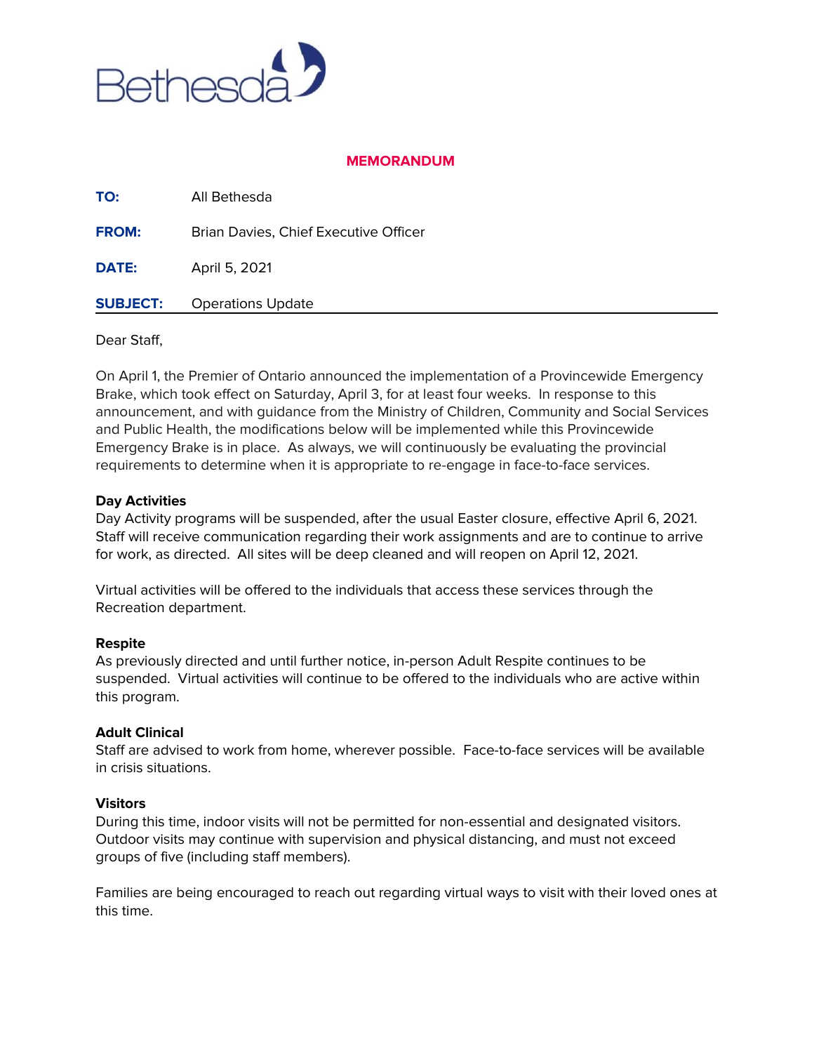Bethesda

**MEMORANDUM**

| | |
|---|---|
| **TO:** | All Bethesda |
| **FROM:** | Brian Davies, Chief Executive Officer |
| **DATE:** | April 5, 2021 |
| **SUBJECT:** | Operations Update |

Dear Staff,

On April 1, the Premier of Ontario announced the implementation of a Provincewide Emergency Brake, which took effect on Saturday, April 3, for at least four weeks. In response to this announcement, and with guidance from the Ministry of Children, Community and Social Services and Public Health, the modifications below will be implemented while this Provincewide Emergency Brake is in place. As always, we will continuously be evaluating the provincial requirements to determine when it is appropriate to re-engage in face-to-face services.

**Day Activities**

Day Activity programs will be suspended, after the usual Easter closure, effective April 6, 2021. Staff will receive communication regarding their work assignments and are to continue to arrive for work, as directed. All sites will be deep cleaned and will reopen on April 12, 2021.

Virtual activities will be offered to the individuals that access these services through the Recreation department.

**Respite**

As previously directed and until further notice, in-person Adult Respite continues to be suspended. Virtual activities will continue to be offered to the individuals who are active within this program.

**Adult Clinical**

Staff are advised to work from home, wherever possible. Face-to-face services will be available in crisis situations.

**Visitors**

During this time, indoor visits will not be permitted for non-essential and designated visitors. Outdoor visits may continue with supervision and physical distancing, and must not exceed groups of five (including staff members).

Families are being encouraged to reach out regarding virtual ways to visit with their loved ones at this time.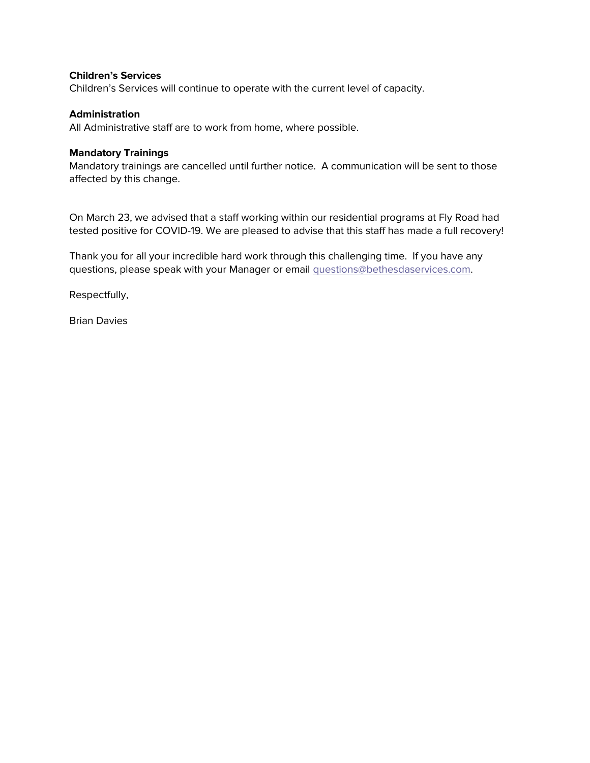**Children's Services**
Children's Services will continue to operate with the current level of capacity.

**Administration**
All Administrative staff are to work from home, where possible.

**Mandatory Trainings**
Mandatory trainings are cancelled until further notice. A communication will be sent to those affected by this change.

On March 23, we advised that a staff working within our residential programs at Fly Road had tested positive for COVID-19. We are pleased to advise that this staff has made a full recovery!

Thank you for all your incredible hard work through this challenging time. If you have any questions, please speak with your Manager or email questions@bethesdaservices.com.

Respectfully,

Brian Davies